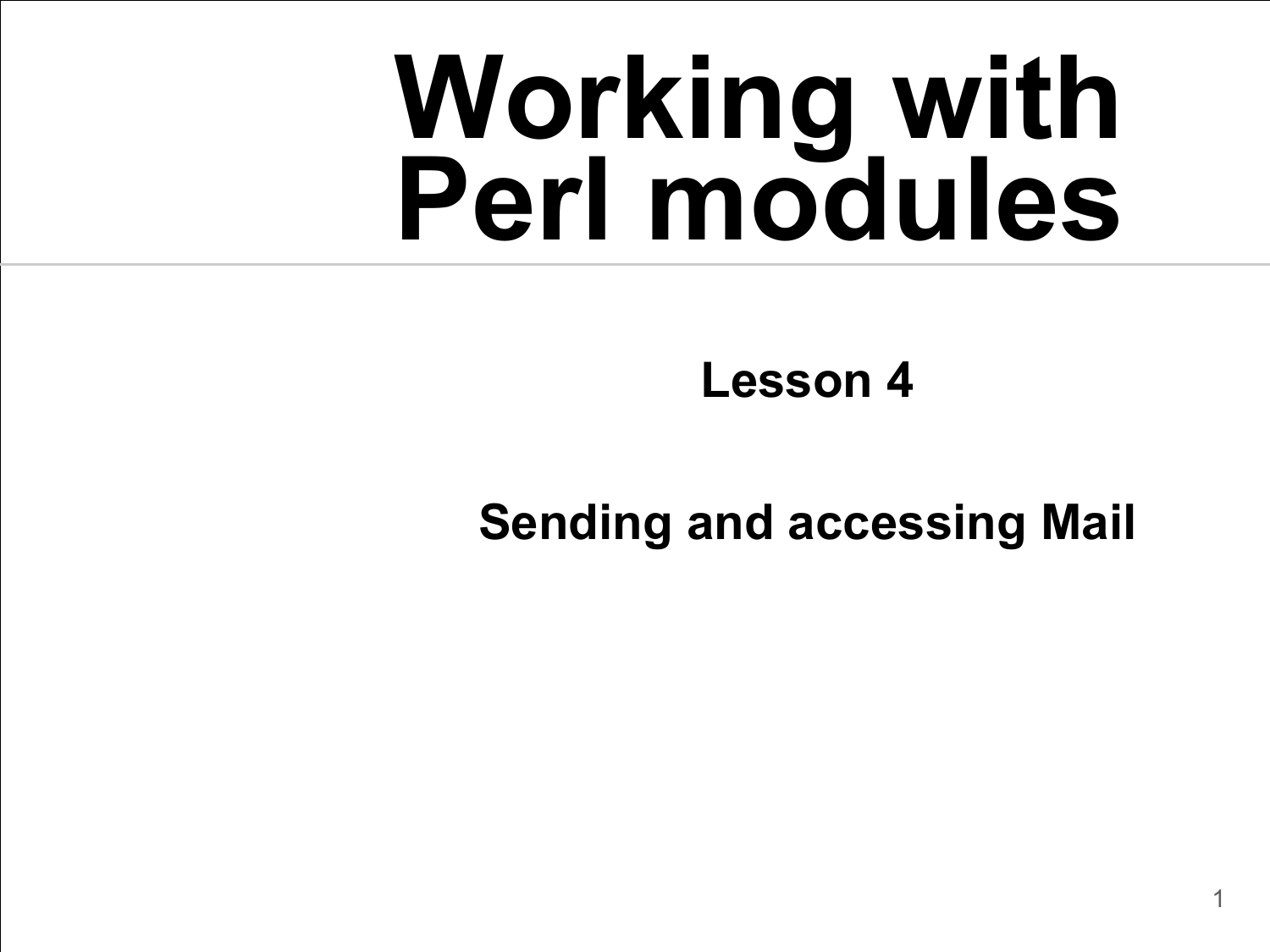# Working with Perl modules

**Lesson 4**

**Sending and accessing Mail**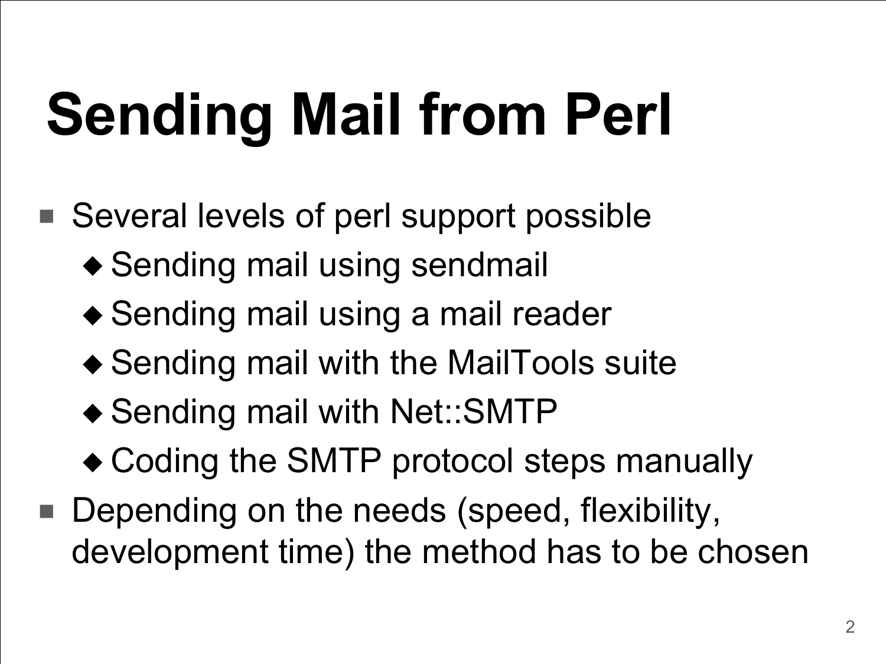# Sending Mail from Perl

- Several levels of perl support possible
  - Sending mail using sendmail
  - Sending mail using a mail reader
  - Sending mail with the MailTools suite
  - Sending mail with Net::SMTP
  - Coding the SMTP protocol steps manually
- Depending on the needs (speed, flexibility, development time) the method has to be chosen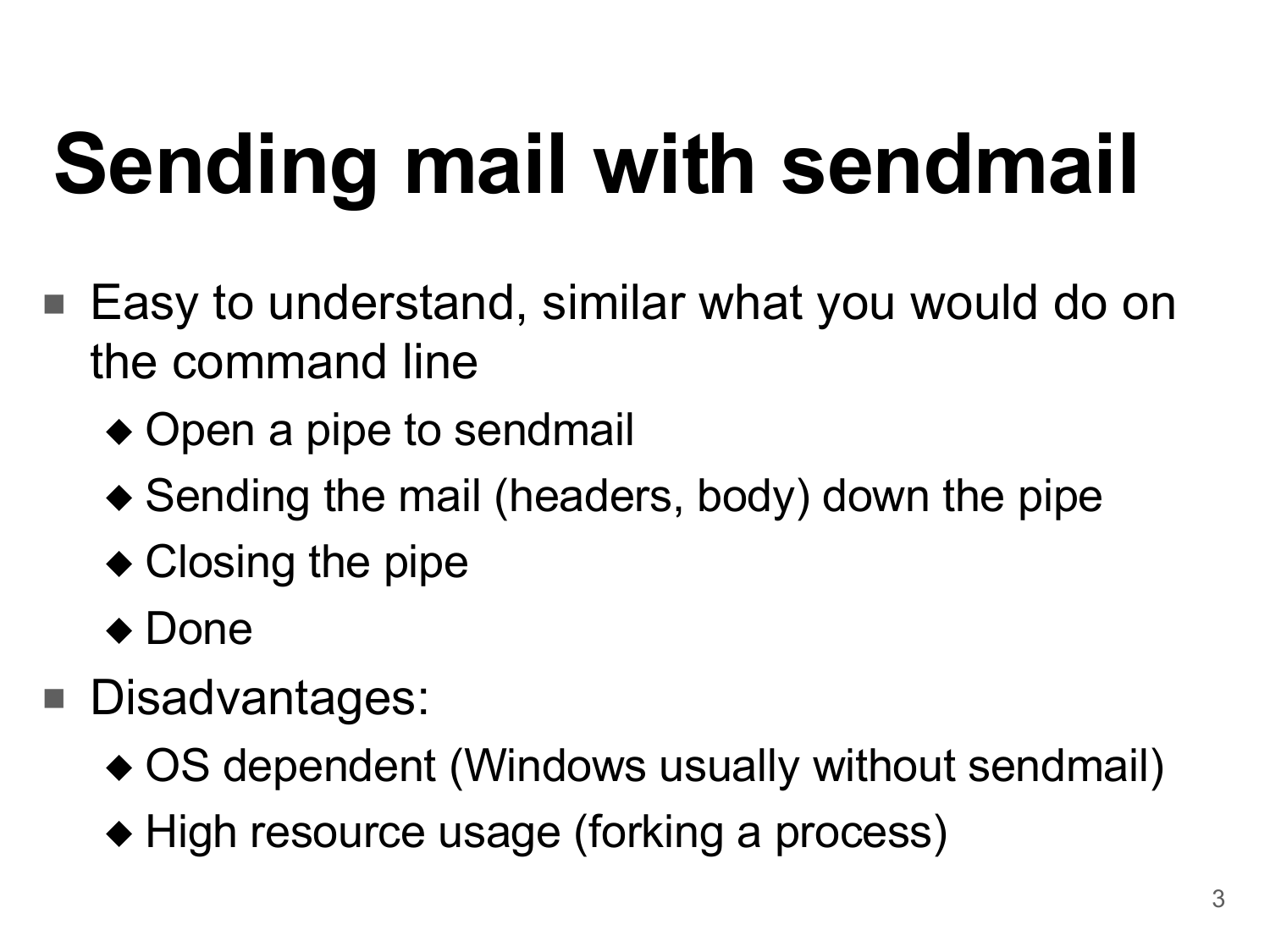# Sending mail with sendmail

- Easy to understand, similar what you would do on the command line
  - Open a pipe to sendmail
  - Sending the mail (headers, body) down the pipe
  - Closing the pipe
  - Done
- Disadvantages:
  - OS dependent (Windows usually without sendmail)
  - High resource usage (forking a process)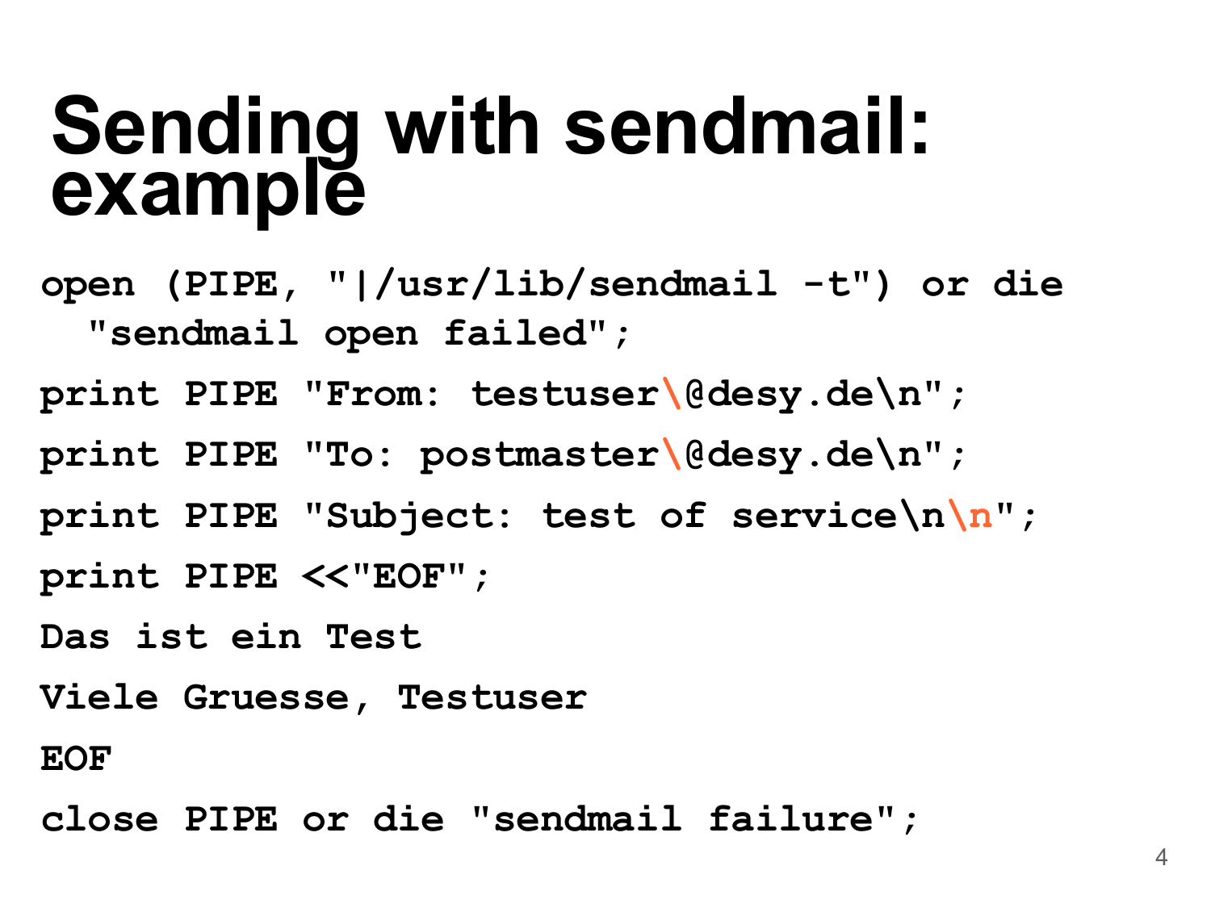# Sending with sendmail: example

```
open (PIPE, "|/usr/lib/sendmail -t") or die
  "sendmail open failed";
print PIPE "From: testuser\@desy.de\n";
print PIPE "To: postmaster\@desy.de\n";
print PIPE "Subject: test of service\n\n";
print PIPE <<"EOF";
Das ist ein Test
Viele Gruesse, Testuser
EOF
close PIPE or die "sendmail failure";
```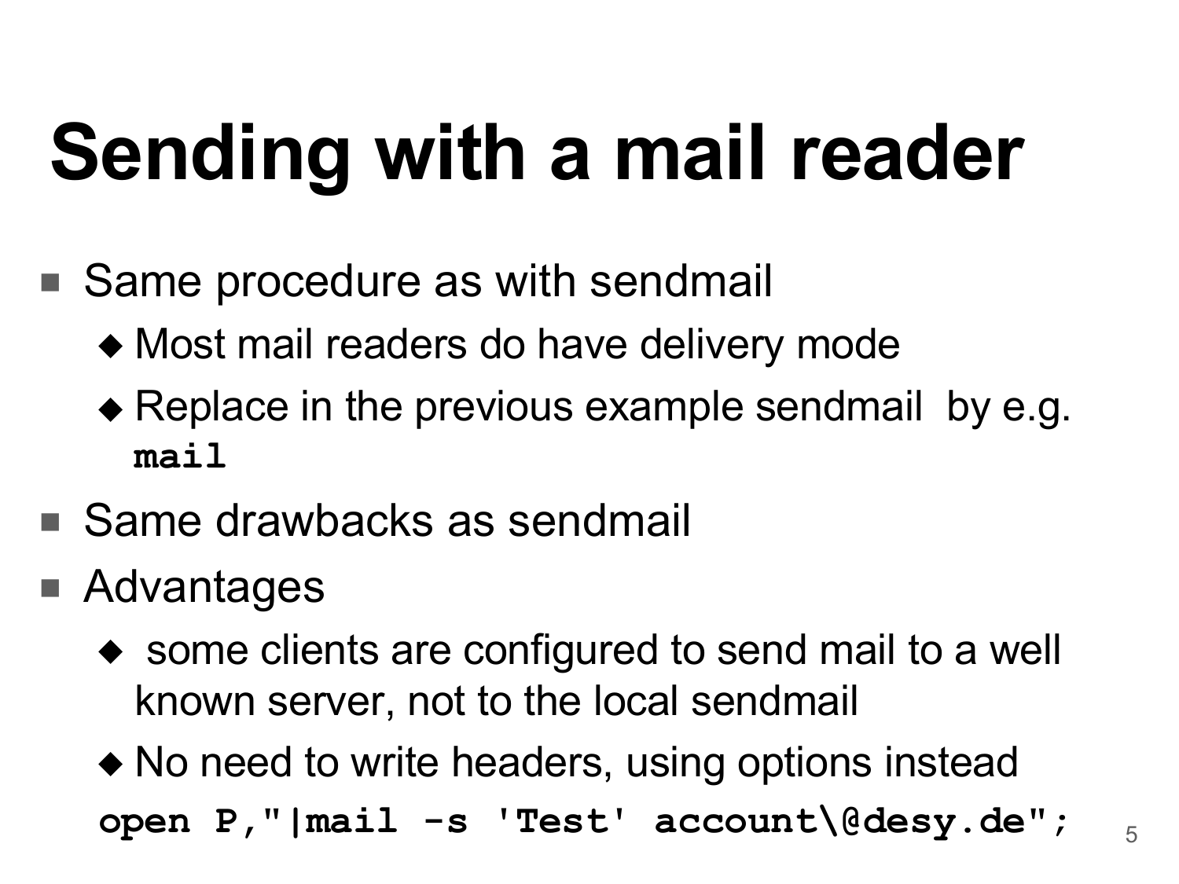# Sending with a mail reader

- Same procedure as with sendmail
  - Most mail readers do have delivery mode
  - Replace in the previous example sendmail by e.g. **`mail`**
- Same drawbacks as sendmail
- Advantages
  - some clients are configured to send mail to a well known server, not to the local sendmail
  - No need to write headers, using options instead

```
open P,"|mail -s 'Test' account\@desy.de";
```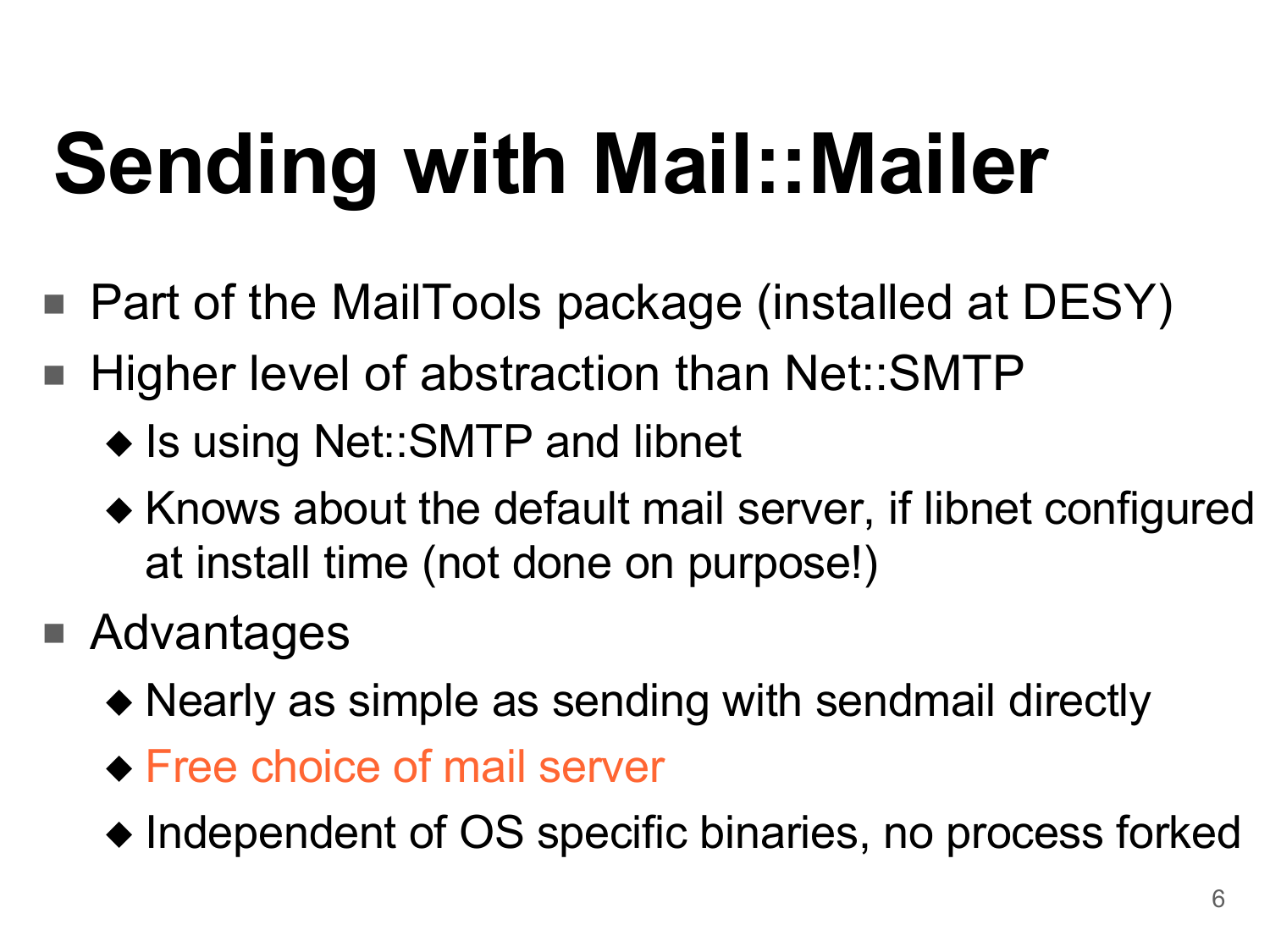# Sending with Mail::Mailer

- Part of the MailTools package (installed at DESY)
- Higher level of abstraction than Net::SMTP
  - Is using Net::SMTP and libnet
  - Knows about the default mail server, if libnet configured at install time (not done on purpose!)
- Advantages
  - Nearly as simple as sending with sendmail directly
  - Free choice of mail server
  - Independent of OS specific binaries, no process forked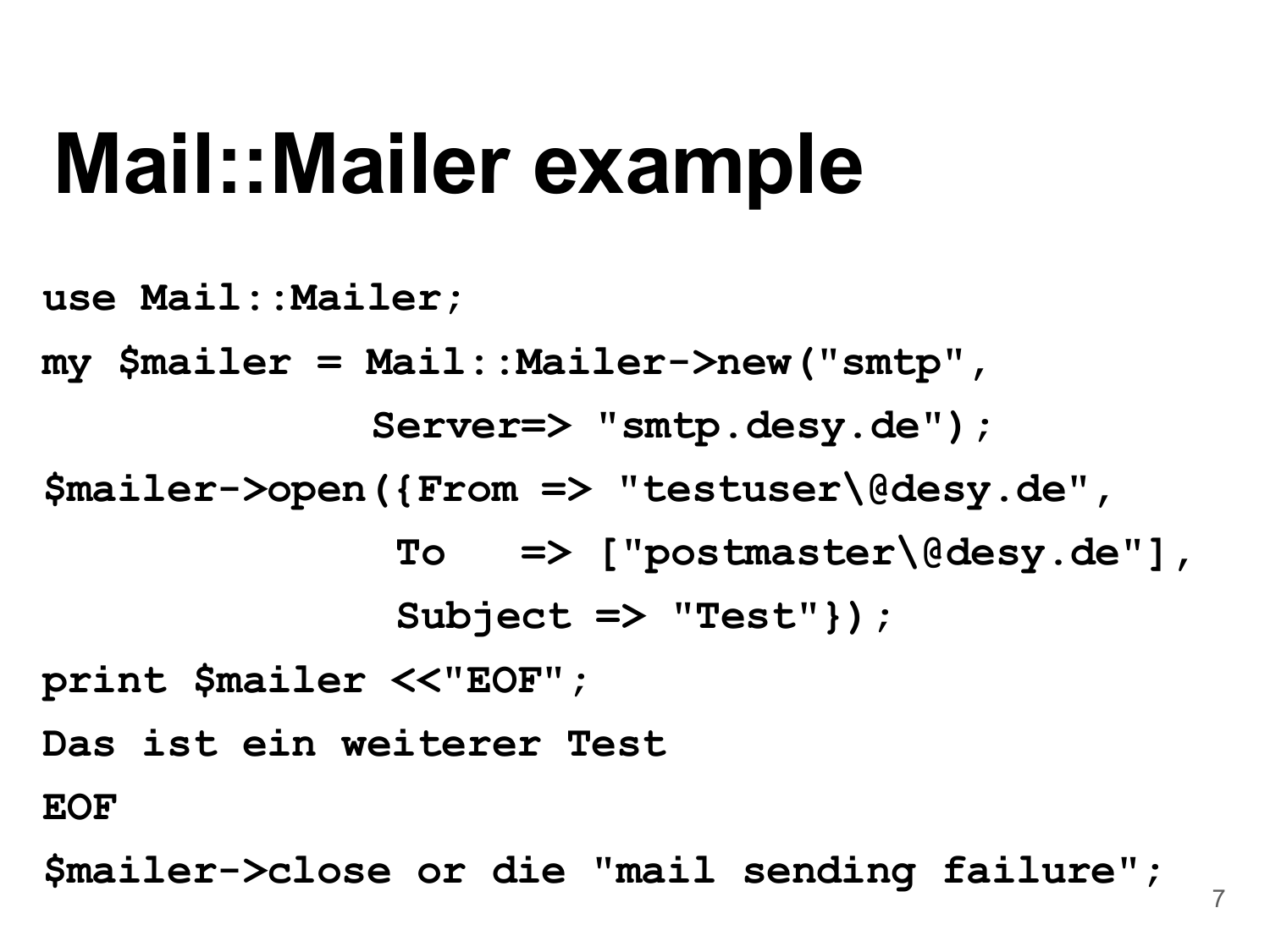# Mail::Mailer example

```
use Mail::Mailer;
my $mailer = Mail::Mailer->new("smtp",
             Server=> "smtp.desy.de");
$mailer->open({From => "testuser\@desy.de",
              To   => ["postmaster\@desy.de"],
              Subject => "Test"});
print $mailer <<"EOF";
Das ist ein weiterer Test
EOF
$mailer->close or die "mail sending failure";
```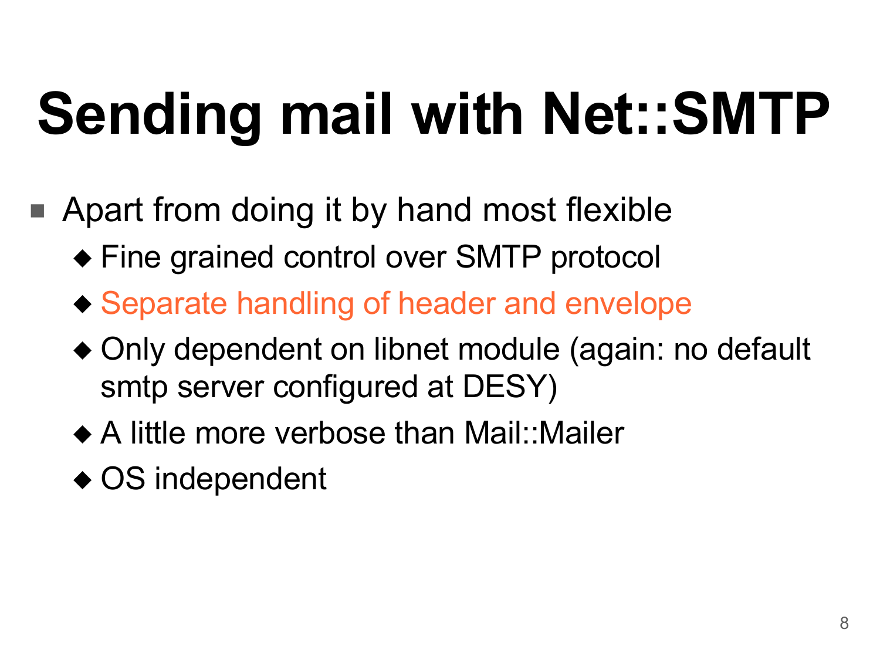# Sending mail with Net::SMTP

- Apart from doing it by hand most flexible
  - Fine grained control over SMTP protocol
  - Separate handling of header and envelope
  - Only dependent on libnet module (again: no default smtp server configured at DESY)
  - A little more verbose than Mail::Mailer
  - OS independent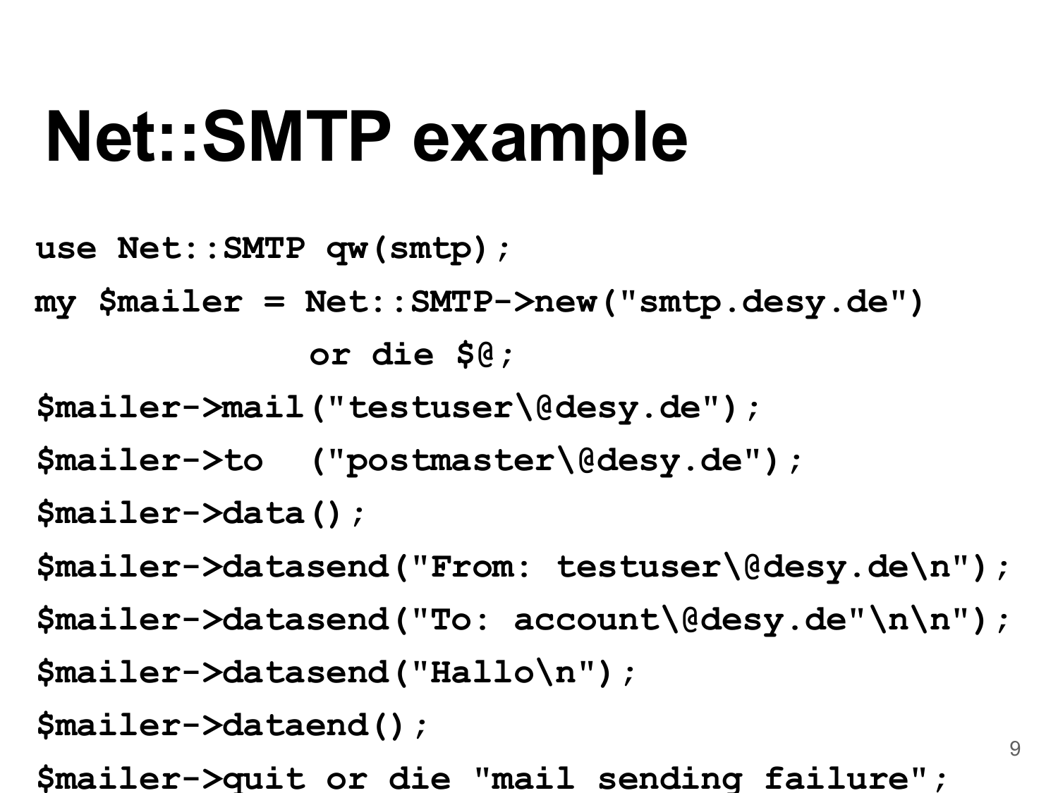# Net::SMTP example

```
use Net::SMTP qw(smtp);
my $mailer = Net::SMTP->new("smtp.desy.de")
             or die $@;
$mailer->mail("testuser\@desy.de");
$mailer->to  ("postmaster\@desy.de");
$mailer->data();
$mailer->datasend("From: testuser\@desy.de\n");
$mailer->datasend("To: account\@desy.de"\n\n");
$mailer->datasend("Hallo\n");
$mailer->dataend();
$mailer->quit or die "mail sending failure";
```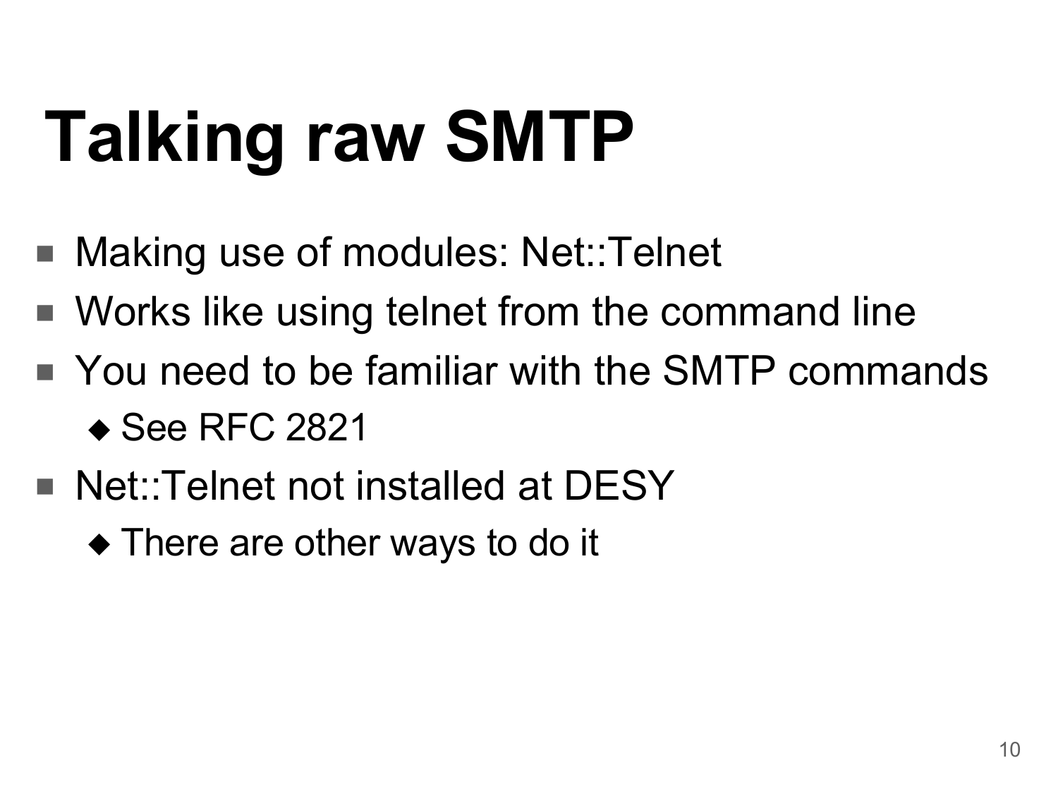# Talking raw SMTP

- Making use of modules: Net::Telnet
- Works like using telnet from the command line
- You need to be familiar with the SMTP commands
  - See RFC 2821
- Net::Telnet not installed at DESY
  - There are other ways to do it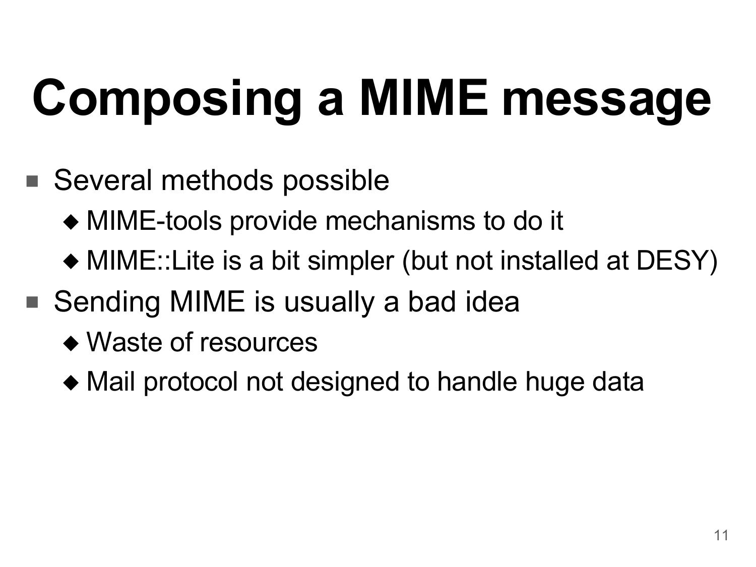# Composing a MIME message

- Several methods possible
  - MIME-tools provide mechanisms to do it
  - MIME::Lite is a bit simpler (but not installed at DESY)
- Sending MIME is usually a bad idea
  - Waste of resources
  - Mail protocol not designed to handle huge data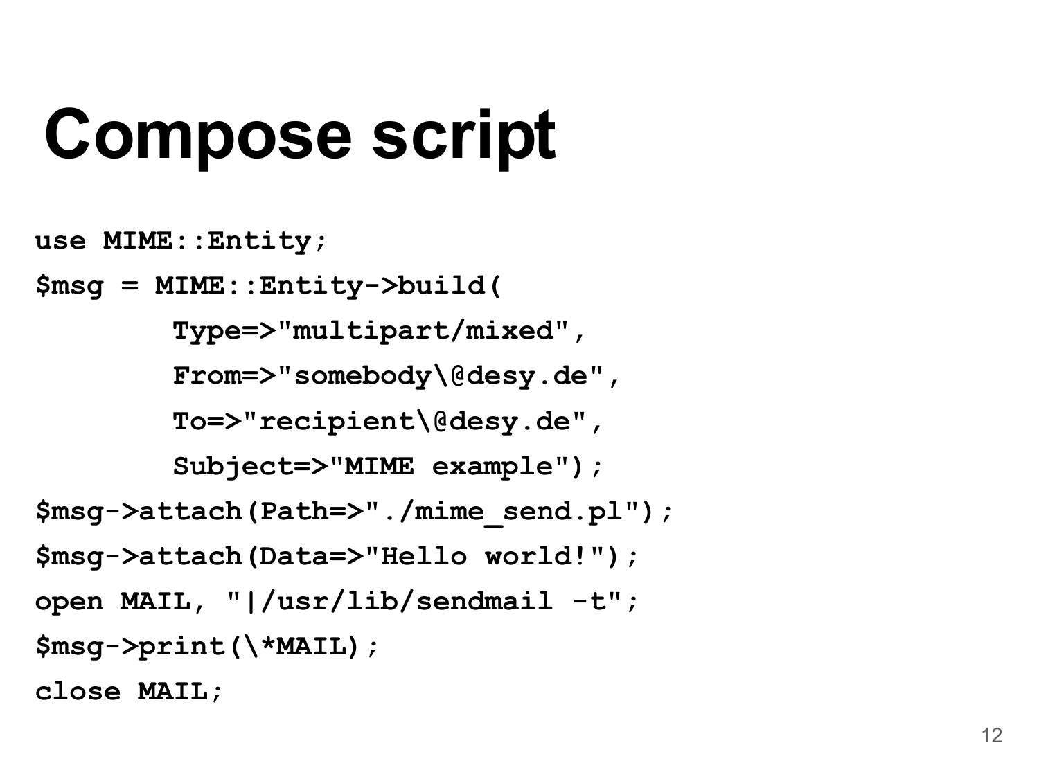# Compose script

```
use MIME::Entity;
$msg = MIME::Entity->build(
        Type=>"multipart/mixed",
        From=>"somebody\@desy.de",
        To=>"recipient\@desy.de",
        Subject=>"MIME example");
$msg->attach(Path=>"./mime_send.pl");
$msg->attach(Data=>"Hello world!");
open MAIL, "|/usr/lib/sendmail -t";
$msg->print(\*MAIL);
close MAIL;
```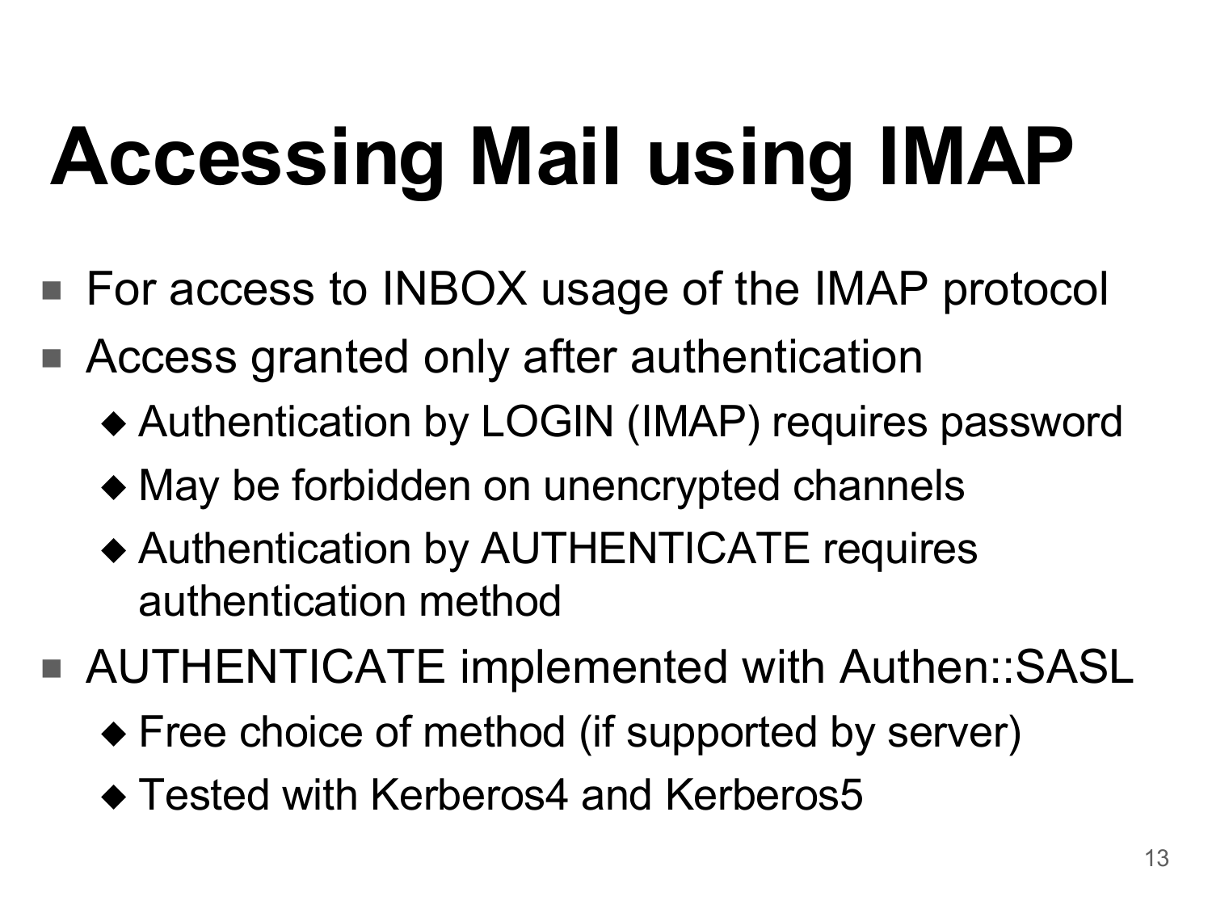# Accessing Mail using IMAP

- For access to INBOX usage of the IMAP protocol
- Access granted only after authentication
  - Authentication by LOGIN (IMAP) requires password
  - May be forbidden on unencrypted channels
  - Authentication by AUTHENTICATE requires authentication method
- AUTHENTICATE implemented with Authen::SASL
  - Free choice of method (if supported by server)
  - Tested with Kerberos4 and Kerberos5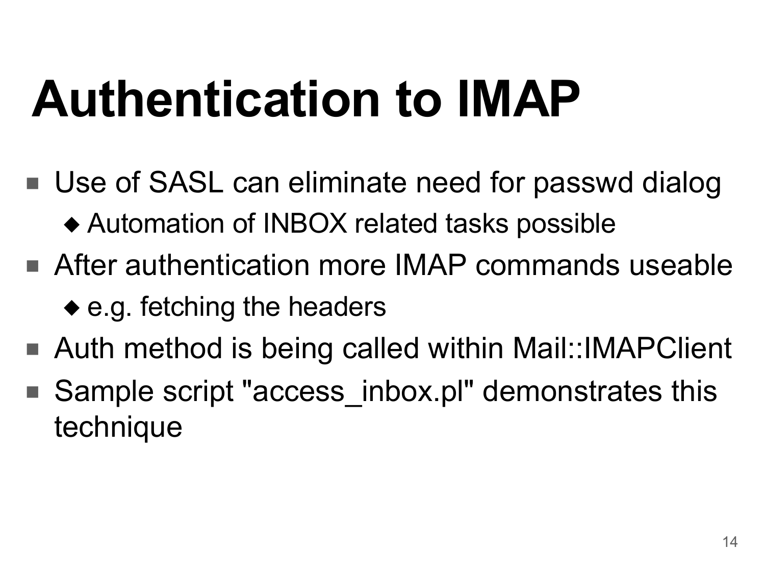# Authentication to IMAP

- Use of SASL can eliminate need for passwd dialog
  - Automation of INBOX related tasks possible
- After authentication more IMAP commands useable
  - e.g. fetching the headers
- Auth method is being called within Mail::IMAPClient
- Sample script "access_inbox.pl" demonstrates this technique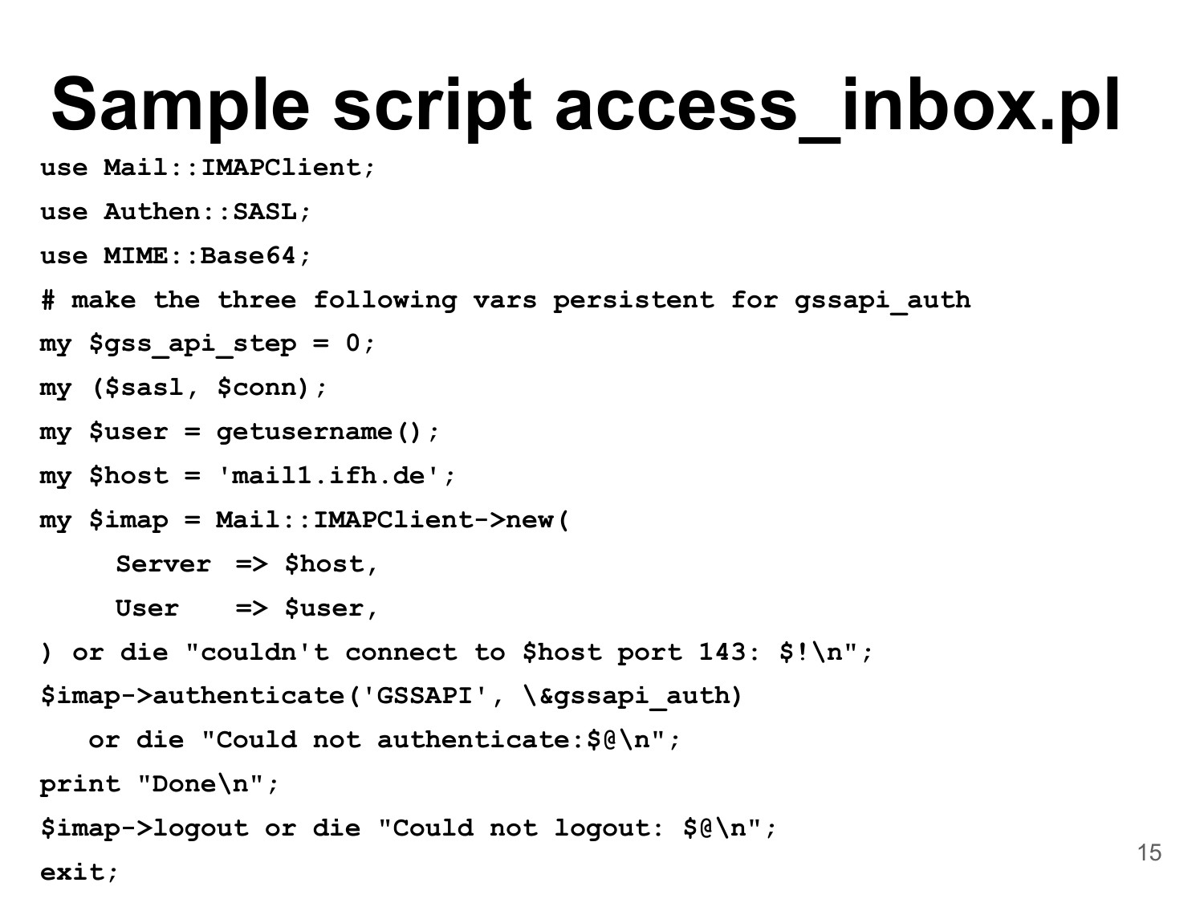# Sample script access_inbox.pl

```
use Mail::IMAPClient;
use Authen::SASL;
use MIME::Base64;
# make the three following vars persistent for gssapi_auth
my $gss_api_step = 0;
my ($sasl, $conn);
my $user = getusername();
my $host = 'mail1.ifh.de';
my $imap = Mail::IMAPClient->new(
     Server  => $host,
     User    => $user,
) or die "couldn't connect to $host port 143: $!\n";
$imap->authenticate('GSSAPI', \&gssapi_auth)
   or die "Could not authenticate:$@\n";
print "Done\n";
$imap->logout or die "Could not logout: $@\n";
exit;
```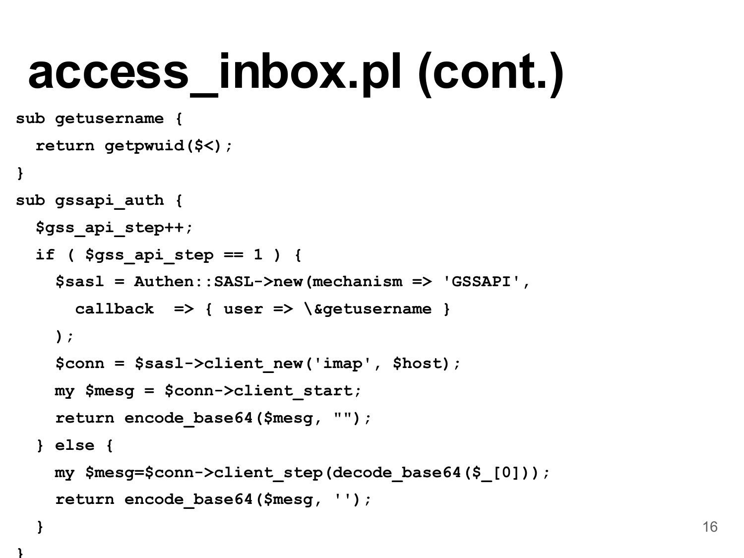# access_inbox.pl (cont.)

```
sub getusername {
  return getpwuid($<);
}
sub gssapi_auth {
  $gss_api_step++;
  if ( $gss_api_step == 1 ) {
    $sasl = Authen::SASL->new(mechanism => 'GSSAPI',
      callback  => { user => \&getusername }
    );
    $conn = $sasl->client_new('imap', $host);
    my $mesg = $conn->client_start;
    return encode_base64($mesg, "");
  } else {
    my $mesg=$conn->client_step(decode_base64($_[0]));
    return encode_base64($mesg, '');
  }
}
```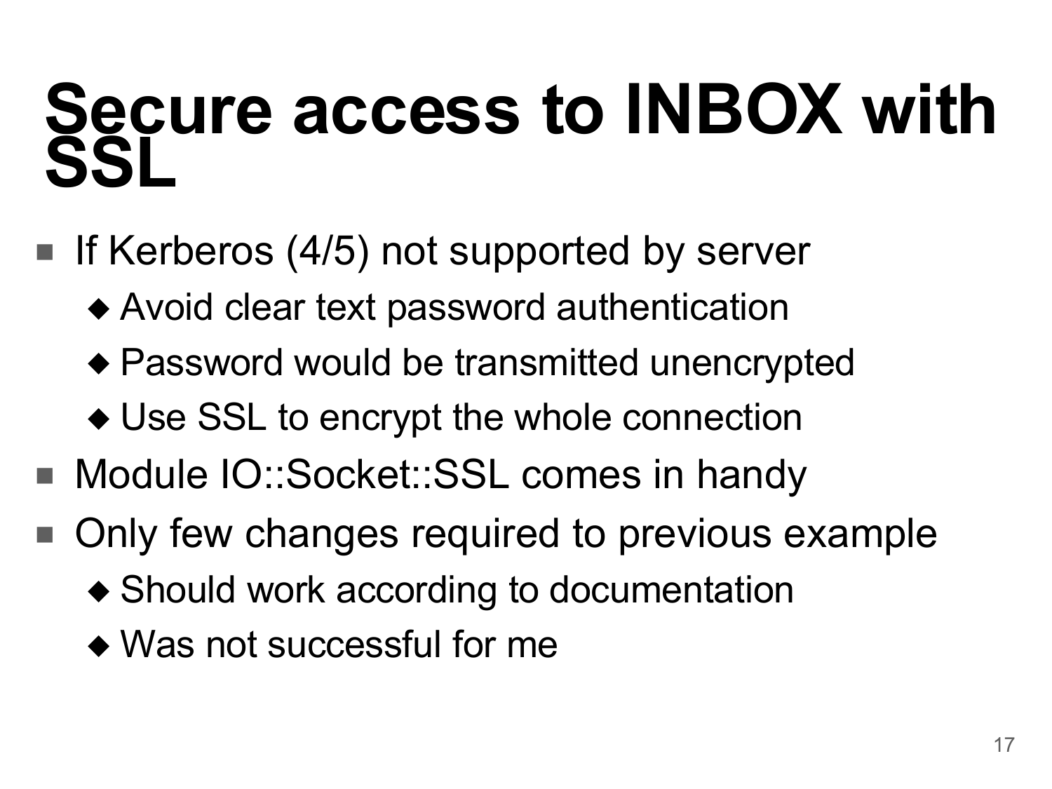# Secure access to INBOX with SSL

- If Kerberos (4/5) not supported by server
  - Avoid clear text password authentication
  - Password would be transmitted unencrypted
  - Use SSL to encrypt the whole connection
- Module IO::Socket::SSL comes in handy
- Only few changes required to previous example
  - Should work according to documentation
  - Was not successful for me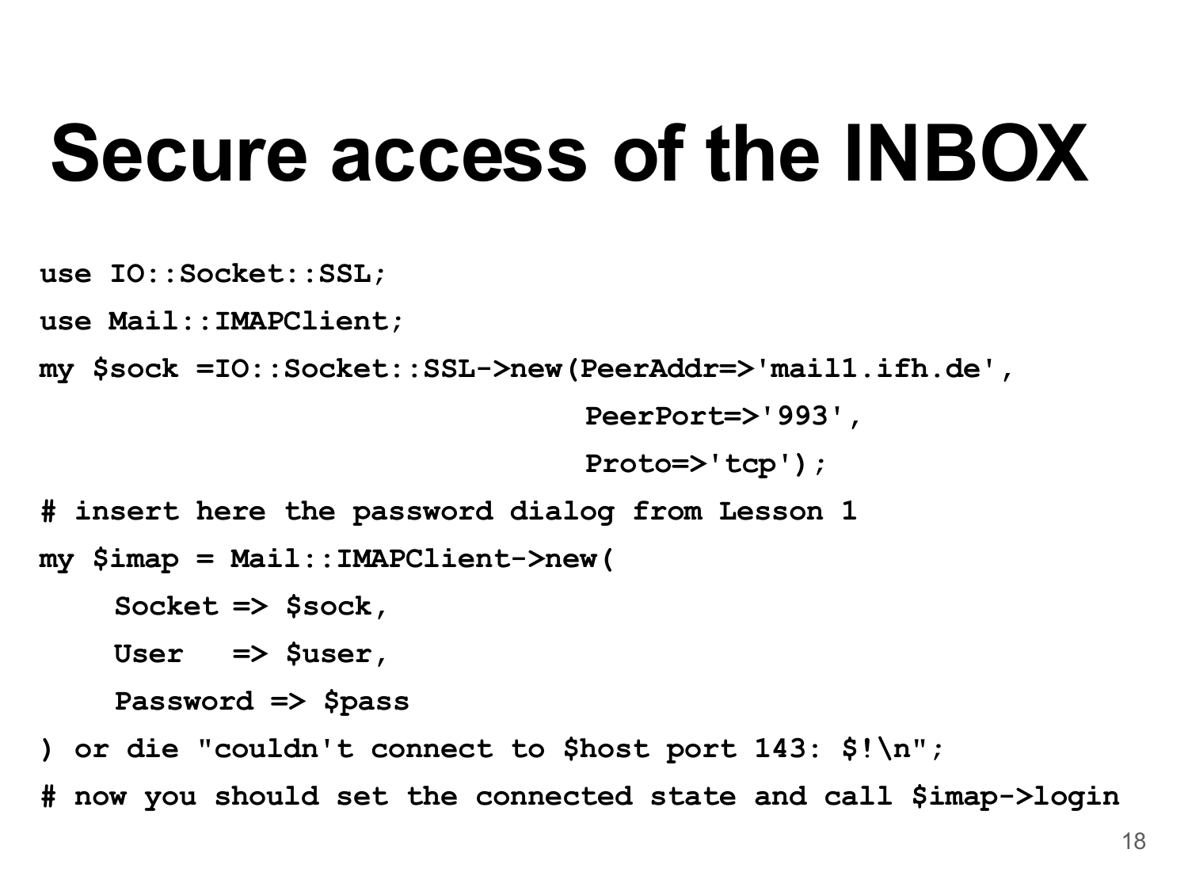# Secure access of the INBOX

```
use IO::Socket::SSL;
use Mail::IMAPClient;
my $sock =IO::Socket::SSL->new(PeerAddr=>'mail1.ifh.de',
                               PeerPort=>'993',
                               Proto=>'tcp');
# insert here the password dialog from Lesson 1
my $imap = Mail::IMAPClient->new(
    Socket => $sock,
    User   => $user,
    Password => $pass
) or die "couldn't connect to $host port 143: $!\n";
# now you should set the connected state and call $imap->login
```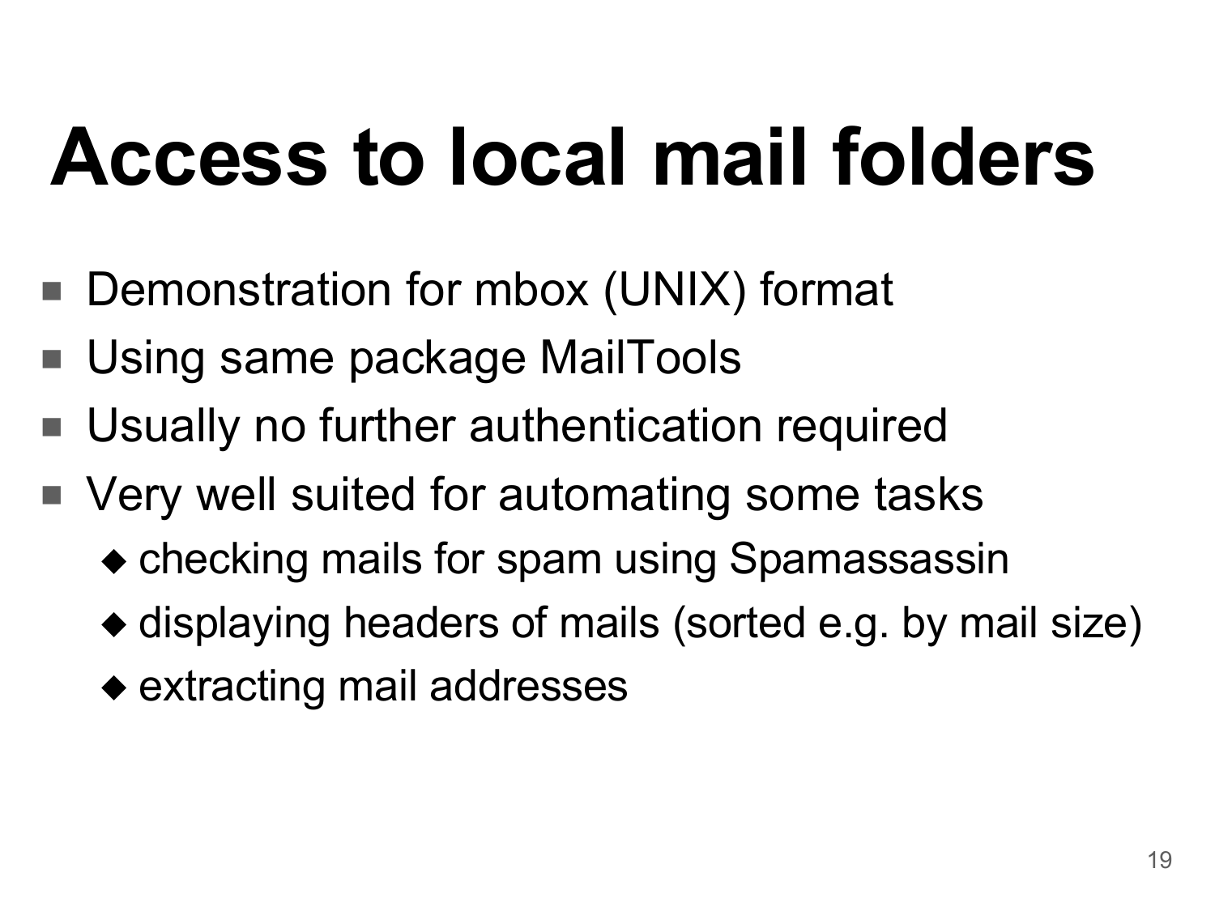# Access to local mail folders

- Demonstration for mbox (UNIX) format
- Using same package MailTools
- Usually no further authentication required
- Very well suited for automating some tasks
  - checking mails for spam using Spamassassin
  - displaying headers of mails (sorted e.g. by mail size)
  - extracting mail addresses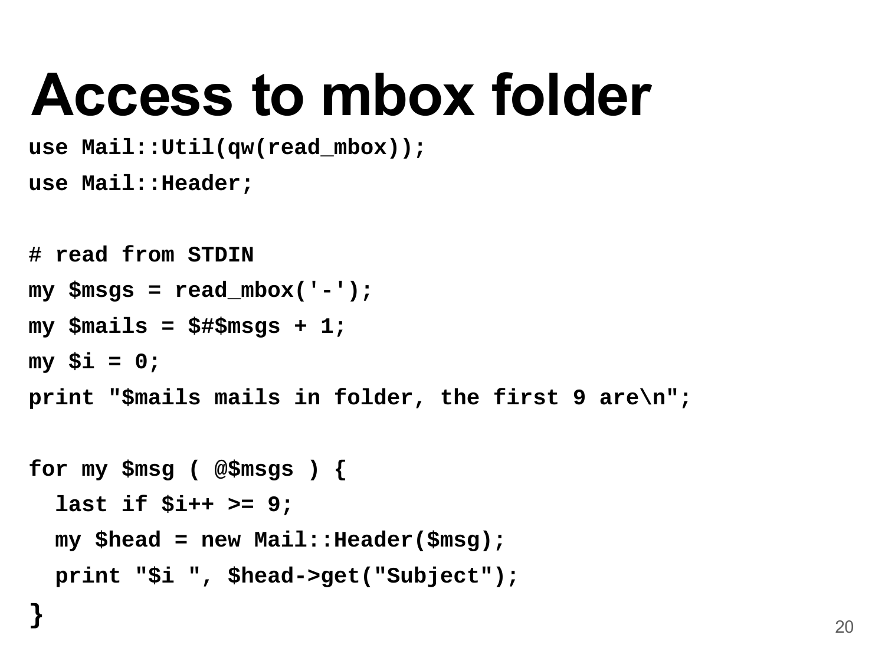# Access to mbox folder

```
use Mail::Util(qw(read_mbox));
use Mail::Header;

# read from STDIN
my $msgs = read_mbox('-');
my $mails = $#$msgs + 1;
my $i = 0;
print "$mails mails in folder, the first 9 are\n";

for my $msg ( @$msgs ) {
  last if $i++ >= 9;
  my $head = new Mail::Header($msg);
  print "$i ", $head->get("Subject");
}
```